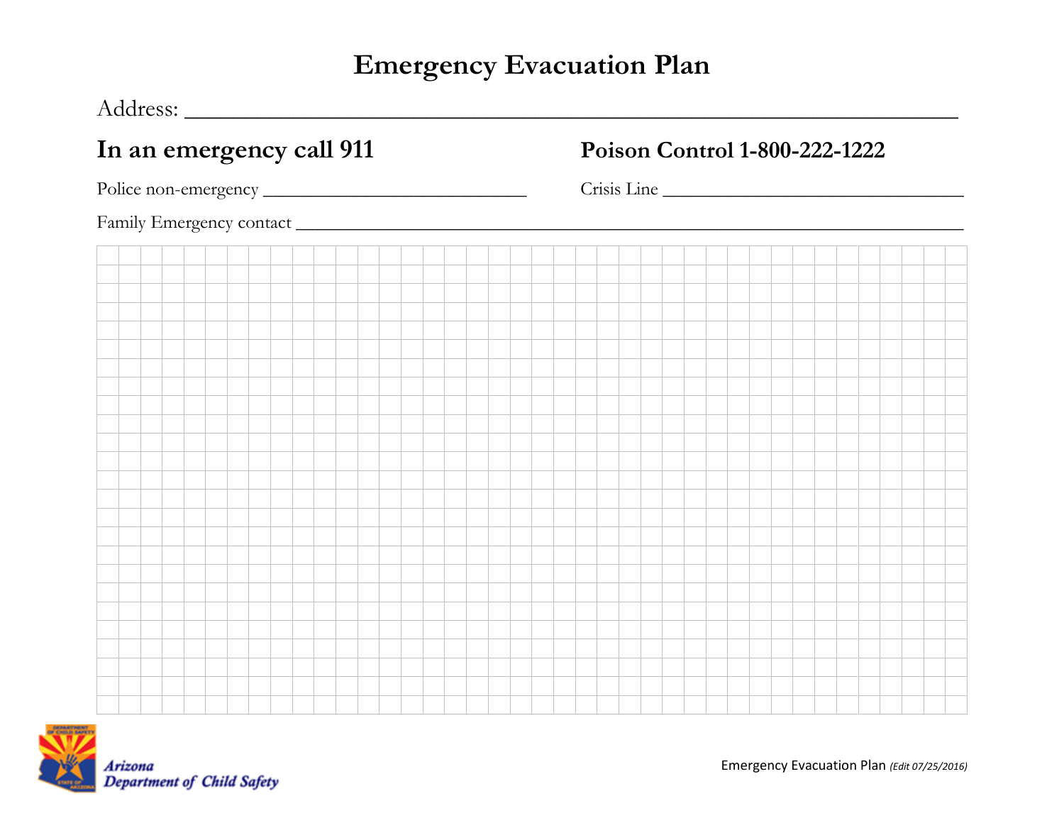# Emergency Evacuation Plan

Address: ______________________________________________________________

**In an emergency call 911**

**Poison Control 1-800-222-1222**

Police non-emergency ___________________________

Crisis Line ________________________________

Family Emergency contact ________________________________________________________________

Arizona Department of Child Safety

Emergency Evacuation Plan *(Edit 07/25/2016)*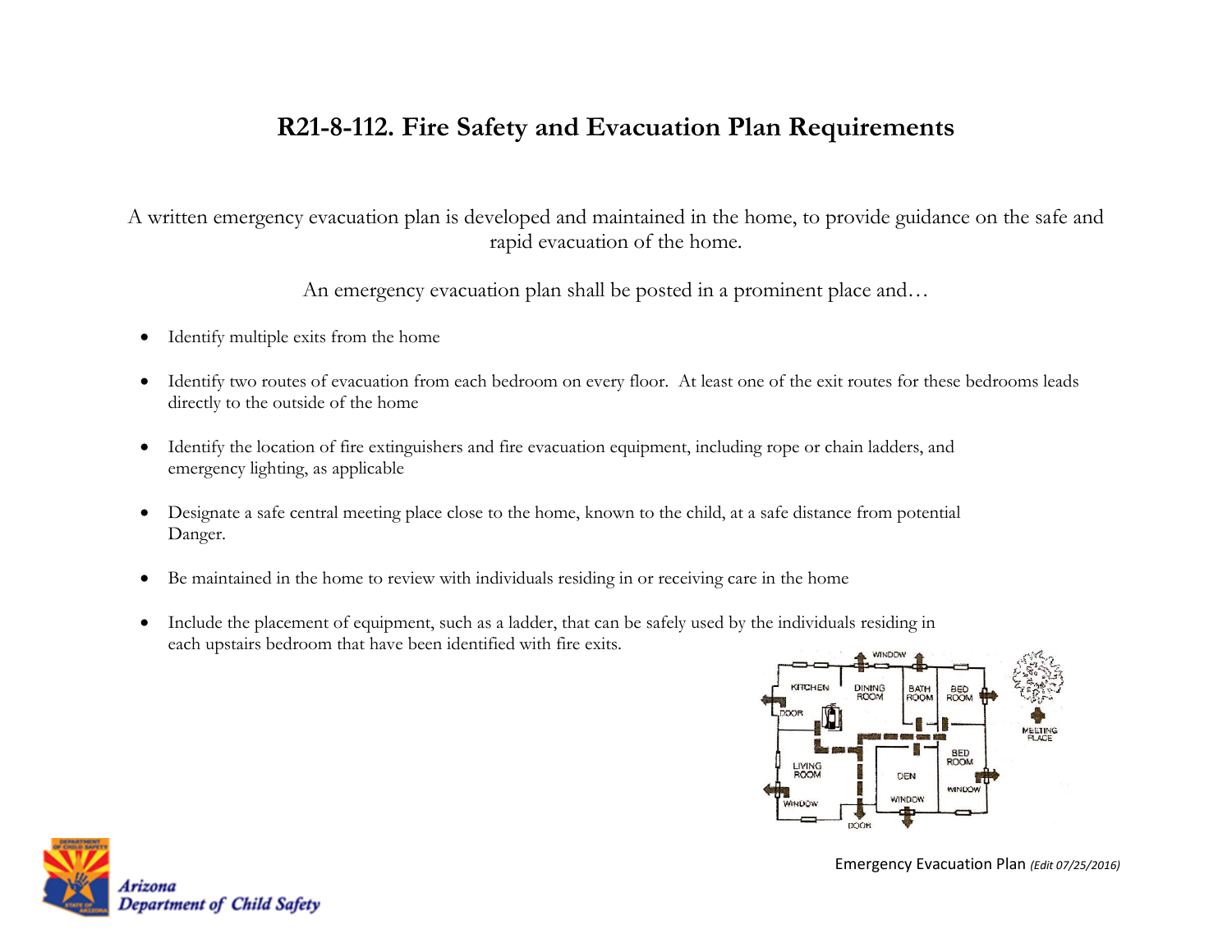# R21-8-112. Fire Safety and Evacuation Plan Requirements

A written emergency evacuation plan is developed and maintained in the home, to provide guidance on the safe and rapid evacuation of the home.

An emergency evacuation plan shall be posted in a prominent place and…

- Identify multiple exits from the home
- Identify two routes of evacuation from each bedroom on every floor. At least one of the exit routes for these bedrooms leads directly to the outside of the home
- Identify the location of fire extinguishers and fire evacuation equipment, including rope or chain ladders, and emergency lighting, as applicable
- Designate a safe central meeting place close to the home, known to the child, at a safe distance from potential Danger.
- Be maintained in the home to review with individuals residing in or receiving care in the home
- Include the placement of equipment, such as a ladder, that can be safely used by the individuals residing in each upstairs bedroom that have been identified with fire exits.

Emergency Evacuation Plan *(Edit 07/25/2016)*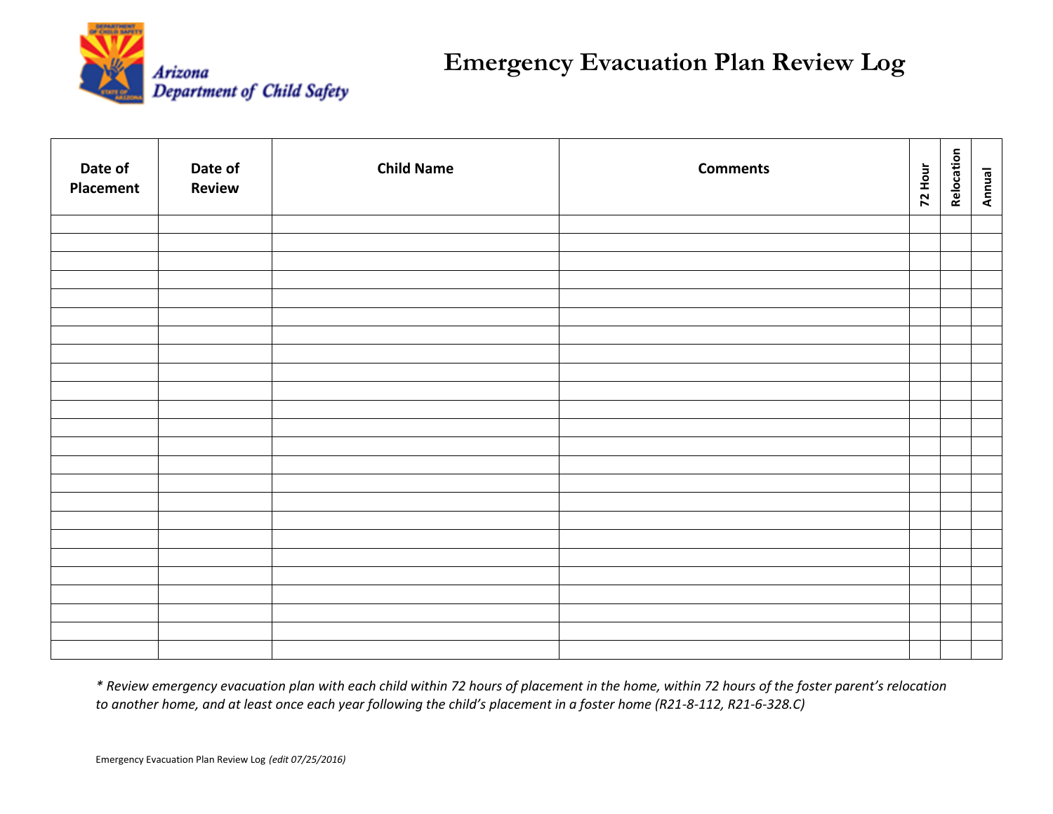Arizona Department of Child Safety

# Emergency Evacuation Plan Review Log

| Date of Placement | Date of Review | Child Name | Comments | 72 Hour | Relocation | Annual |
|---|---|---|---|---|---|---|
| | | | | | | |
| | | | | | | |
| | | | | | | |
| | | | | | | |
| | | | | | | |
| | | | | | | |
| | | | | | | |
| | | | | | | |
| | | | | | | |
| | | | | | | |
| | | | | | | |
| | | | | | | |
| | | | | | | |
| | | | | | | |
| | | | | | | |
| | | | | | | |
| | | | | | | |
| | | | | | | |
| | | | | | | |
| | | | | | | |
| | | | | | | |
| | | | | | | |
| | | | | | | |
| | | | | | | |

*\* Review emergency evacuation plan with each child within 72 hours of placement in the home, within 72 hours of the foster parent's relocation to another home, and at least once each year following the child's placement in a foster home (R21-8-112, R21-6-328.C)*

Emergency Evacuation Plan Review Log *(edit 07/25/2016)*